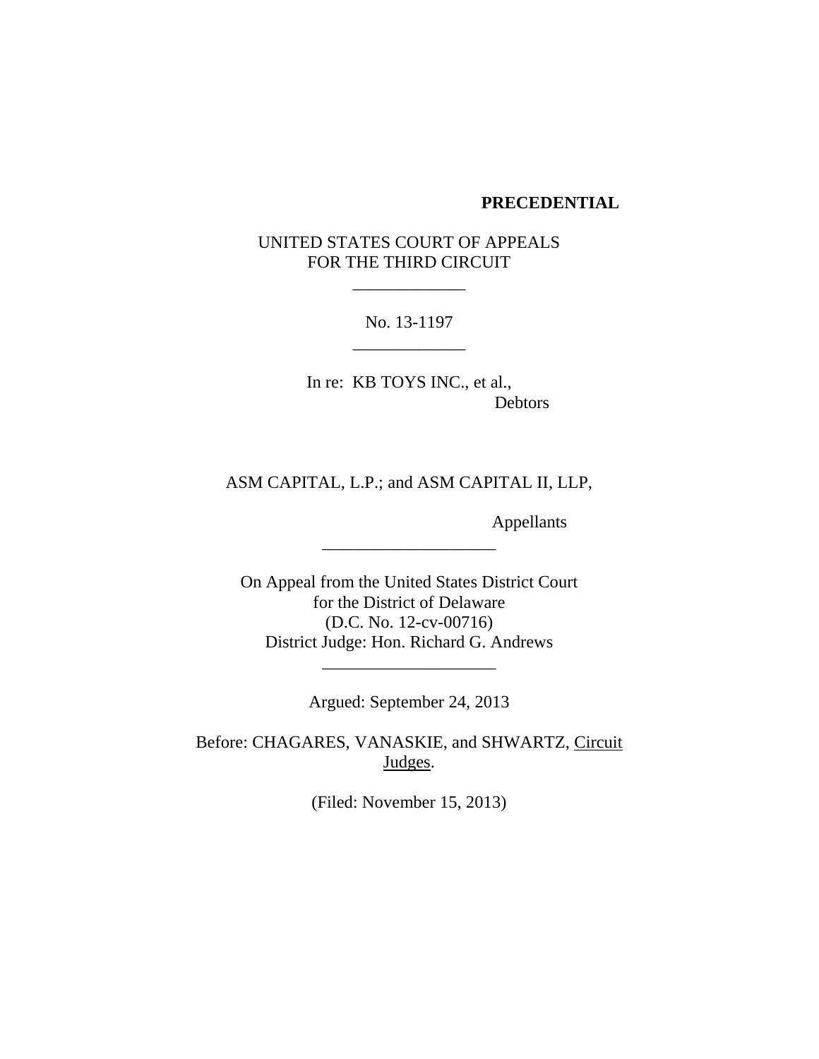**PRECEDENTIAL**

UNITED STATES COURT OF APPEALS
FOR THE THIRD CIRCUIT

_____________

No. 13-1197

_____________

In re: KB TOYS INC., et al.,
Debtors

ASM CAPITAL, L.P.; and ASM CAPITAL II, LLP,

Appellants

____________________

On Appeal from the United States District Court
for the District of Delaware
(D.C. No. 12-cv-00716)
District Judge: Hon. Richard G. Andrews

____________________

Argued: September 24, 2013

Before: CHAGARES, VANASKIE, and SHWARTZ, Circuit Judges.

(Filed: November 15, 2013)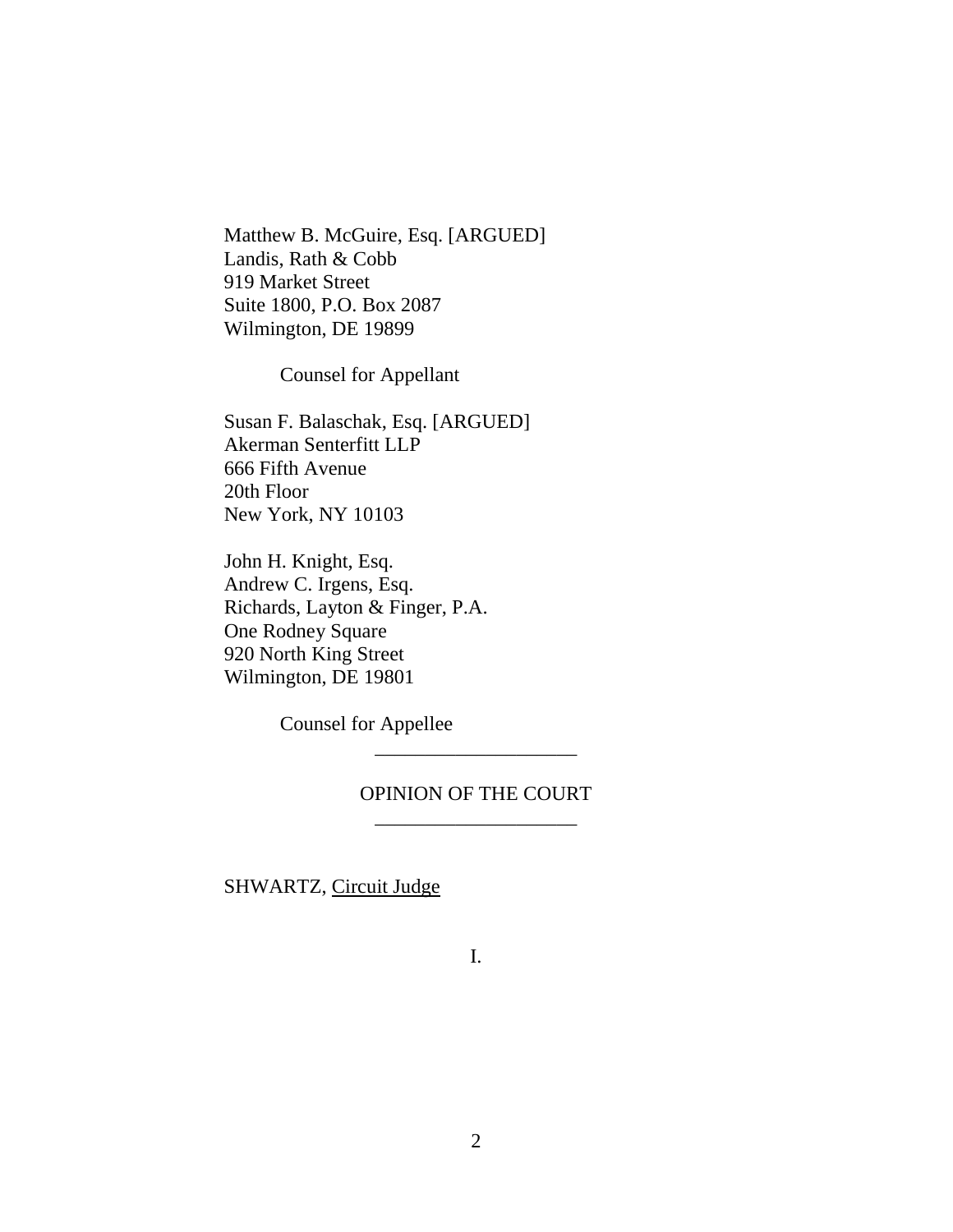Matthew B. McGuire, Esq. [ARGUED]
Landis, Rath & Cobb
919 Market Street
Suite 1800, P.O. Box 2087
Wilmington, DE 19899

Counsel for Appellant

Susan F. Balaschak, Esq. [ARGUED]
Akerman Senterfitt LLP
666 Fifth Avenue
20th Floor
New York, NY 10103

John H. Knight, Esq.
Andrew C. Irgens, Esq.
Richards, Layton & Finger, P.A.
One Rodney Square
920 North King Street
Wilmington, DE 19801

Counsel for Appellee

---

OPINION OF THE COURT

---

SHWARTZ, Circuit Judge

I.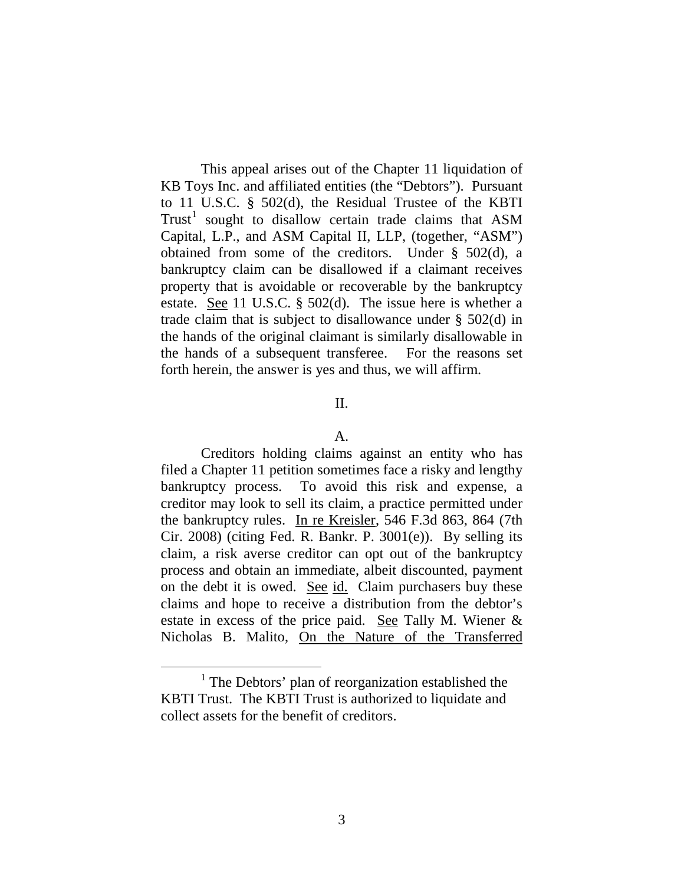This appeal arises out of the Chapter 11 liquidation of KB Toys Inc. and affiliated entities (the "Debtors"). Pursuant to 11 U.S.C. § 502(d), the Residual Trustee of the KBTI Trust[1] sought to disallow certain trade claims that ASM Capital, L.P., and ASM Capital II, LLP, (together, "ASM") obtained from some of the creditors. Under § 502(d), a bankruptcy claim can be disallowed if a claimant receives property that is avoidable or recoverable by the bankruptcy estate. See 11 U.S.C. § 502(d). The issue here is whether a trade claim that is subject to disallowance under § 502(d) in the hands of the original claimant is similarly disallowable in the hands of a subsequent transferee. For the reasons set forth herein, the answer is yes and thus, we will affirm.

## II.

### A.

Creditors holding claims against an entity who has filed a Chapter 11 petition sometimes face a risky and lengthy bankruptcy process. To avoid this risk and expense, a creditor may look to sell its claim, a practice permitted under the bankruptcy rules. In re Kreisler, 546 F.3d 863, 864 (7th Cir. 2008) (citing Fed. R. Bankr. P. 3001(e)). By selling its claim, a risk averse creditor can opt out of the bankruptcy process and obtain an immediate, albeit discounted, payment on the debt it is owed. See id. Claim purchasers buy these claims and hope to receive a distribution from the debtor's estate in excess of the price paid. See Tally M. Wiener & Nicholas B. Malito, On the Nature of the Transferred

---

[1] The Debtors' plan of reorganization established the KBTI Trust. The KBTI Trust is authorized to liquidate and collect assets for the benefit of creditors.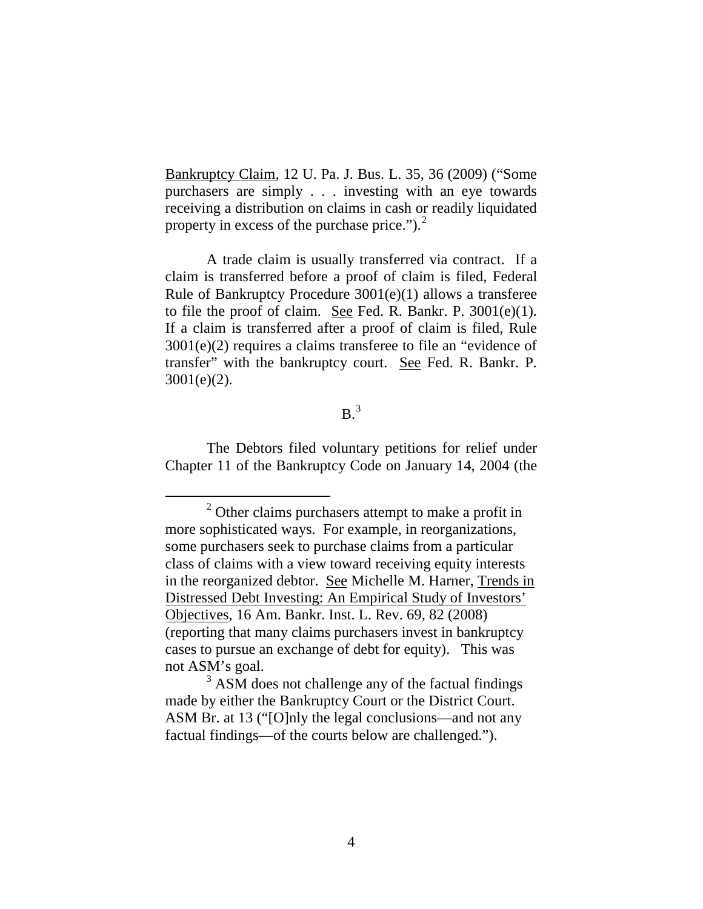Bankruptcy Claim, 12 U. Pa. J. Bus. L. 35, 36 (2009) ("Some purchasers are simply . . . investing with an eye towards receiving a distribution on claims in cash or readily liquidated property in excess of the purchase price.").[2]

A trade claim is usually transferred via contract. If a claim is transferred before a proof of claim is filed, Federal Rule of Bankruptcy Procedure 3001(e)(1) allows a transferee to file the proof of claim. See Fed. R. Bankr. P. 3001(e)(1). If a claim is transferred after a proof of claim is filed, Rule 3001(e)(2) requires a claims transferee to file an "evidence of transfer" with the bankruptcy court. See Fed. R. Bankr. P. 3001(e)(2).

### B.[3]

The Debtors filed voluntary petitions for relief under Chapter 11 of the Bankruptcy Code on January 14, 2004 (the

---

[2] Other claims purchasers attempt to make a profit in more sophisticated ways. For example, in reorganizations, some purchasers seek to purchase claims from a particular class of claims with a view toward receiving equity interests in the reorganized debtor. See Michelle M. Harner, Trends in Distressed Debt Investing: An Empirical Study of Investors' Objectives, 16 Am. Bankr. Inst. L. Rev. 69, 82 (2008) (reporting that many claims purchasers invest in bankruptcy cases to pursue an exchange of debt for equity). This was not ASM's goal.

[3] ASM does not challenge any of the factual findings made by either the Bankruptcy Court or the District Court. ASM Br. at 13 ("[O]nly the legal conclusions—and not any factual findings—of the courts below are challenged.").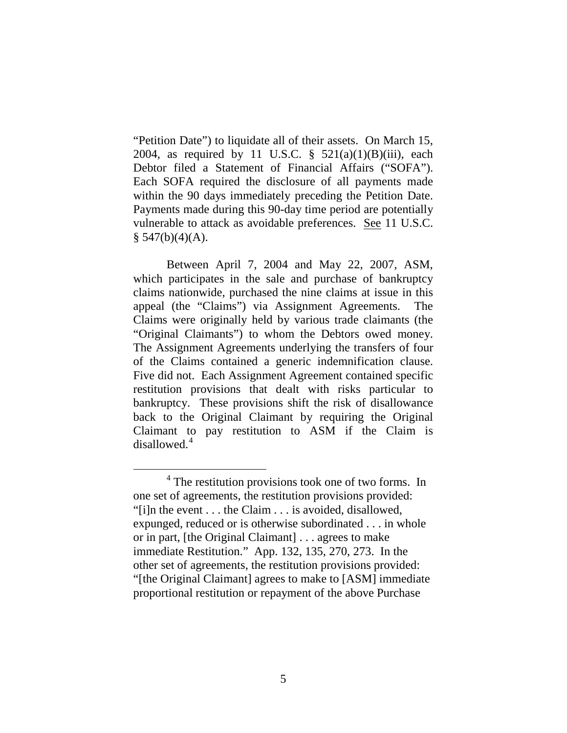“Petition Date”) to liquidate all of their assets. On March 15, 2004, as required by 11 U.S.C. § 521(a)(1)(B)(iii), each Debtor filed a Statement of Financial Affairs (“SOFA”). Each SOFA required the disclosure of all payments made within the 90 days immediately preceding the Petition Date. Payments made during this 90-day time period are potentially vulnerable to attack as avoidable preferences. See 11 U.S.C. § 547(b)(4)(A).

Between April 7, 2004 and May 22, 2007, ASM, which participates in the sale and purchase of bankruptcy claims nationwide, purchased the nine claims at issue in this appeal (the “Claims”) via Assignment Agreements. The Claims were originally held by various trade claimants (the “Original Claimants”) to whom the Debtors owed money. The Assignment Agreements underlying the transfers of four of the Claims contained a generic indemnification clause. Five did not. Each Assignment Agreement contained specific restitution provisions that dealt with risks particular to bankruptcy. These provisions shift the risk of disallowance back to the Original Claimant by requiring the Original Claimant to pay restitution to ASM if the Claim is disallowed.[4]

[4] The restitution provisions took one of two forms. In one set of agreements, the restitution provisions provided: “[i]n the event . . . the Claim . . . is avoided, disallowed, expunged, reduced or is otherwise subordinated . . . in whole or in part, [the Original Claimant] . . . agrees to make immediate Restitution.” App. 132, 135, 270, 273. In the other set of agreements, the restitution provisions provided: “[the Original Claimant] agrees to make to [ASM] immediate proportional restitution or repayment of the above Purchase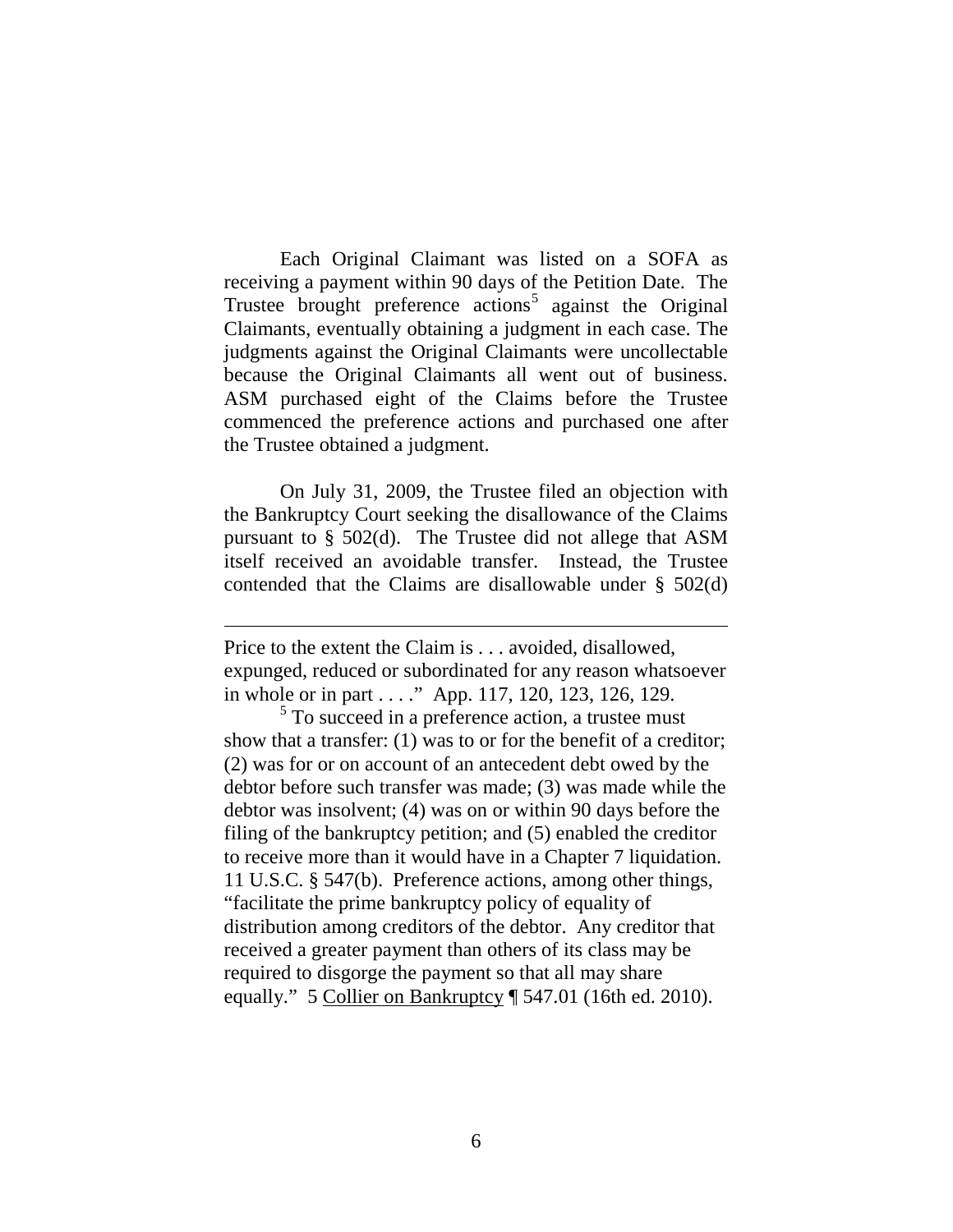Each Original Claimant was listed on a SOFA as receiving a payment within 90 days of the Petition Date. The Trustee brought preference actions[5] against the Original Claimants, eventually obtaining a judgment in each case. The judgments against the Original Claimants were uncollectable because the Original Claimants all went out of business. ASM purchased eight of the Claims before the Trustee commenced the preference actions and purchased one after the Trustee obtained a judgment.

On July 31, 2009, the Trustee filed an objection with the Bankruptcy Court seeking the disallowance of the Claims pursuant to § 502(d). The Trustee did not allege that ASM itself received an avoidable transfer. Instead, the Trustee contended that the Claims are disallowable under § 502(d)

---

Price to the extent the Claim is . . . avoided, disallowed, expunged, reduced or subordinated for any reason whatsoever in whole or in part . . . ." App. 117, 120, 123, 126, 129.

[5] To succeed in a preference action, a trustee must show that a transfer: (1) was to or for the benefit of a creditor; (2) was for or on account of an antecedent debt owed by the debtor before such transfer was made; (3) was made while the debtor was insolvent; (4) was on or within 90 days before the filing of the bankruptcy petition; and (5) enabled the creditor to receive more than it would have in a Chapter 7 liquidation. 11 U.S.C. § 547(b). Preference actions, among other things, "facilitate the prime bankruptcy policy of equality of distribution among creditors of the debtor. Any creditor that received a greater payment than others of its class may be required to disgorge the payment so that all may share equally." 5 Collier on Bankruptcy ¶ 547.01 (16th ed. 2010).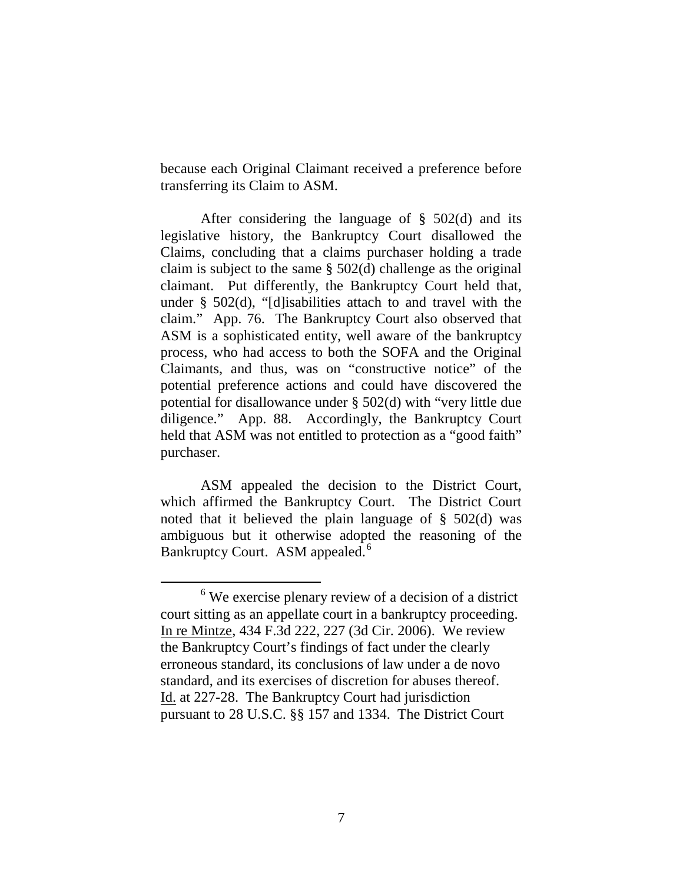because each Original Claimant received a preference before transferring its Claim to ASM.

After considering the language of § 502(d) and its legislative history, the Bankruptcy Court disallowed the Claims, concluding that a claims purchaser holding a trade claim is subject to the same § 502(d) challenge as the original claimant. Put differently, the Bankruptcy Court held that, under § 502(d), "[d]isabilities attach to and travel with the claim." App. 76. The Bankruptcy Court also observed that ASM is a sophisticated entity, well aware of the bankruptcy process, who had access to both the SOFA and the Original Claimants, and thus, was on "constructive notice" of the potential preference actions and could have discovered the potential for disallowance under § 502(d) with "very little due diligence." App. 88. Accordingly, the Bankruptcy Court held that ASM was not entitled to protection as a "good faith" purchaser.

ASM appealed the decision to the District Court, which affirmed the Bankruptcy Court. The District Court noted that it believed the plain language of § 502(d) was ambiguous but it otherwise adopted the reasoning of the Bankruptcy Court. ASM appealed.[6]

[6] We exercise plenary review of a decision of a district court sitting as an appellate court in a bankruptcy proceeding. In re Mintze, 434 F.3d 222, 227 (3d Cir. 2006). We review the Bankruptcy Court's findings of fact under the clearly erroneous standard, its conclusions of law under a de novo standard, and its exercises of discretion for abuses thereof. Id. at 227-28. The Bankruptcy Court had jurisdiction pursuant to 28 U.S.C. §§ 157 and 1334. The District Court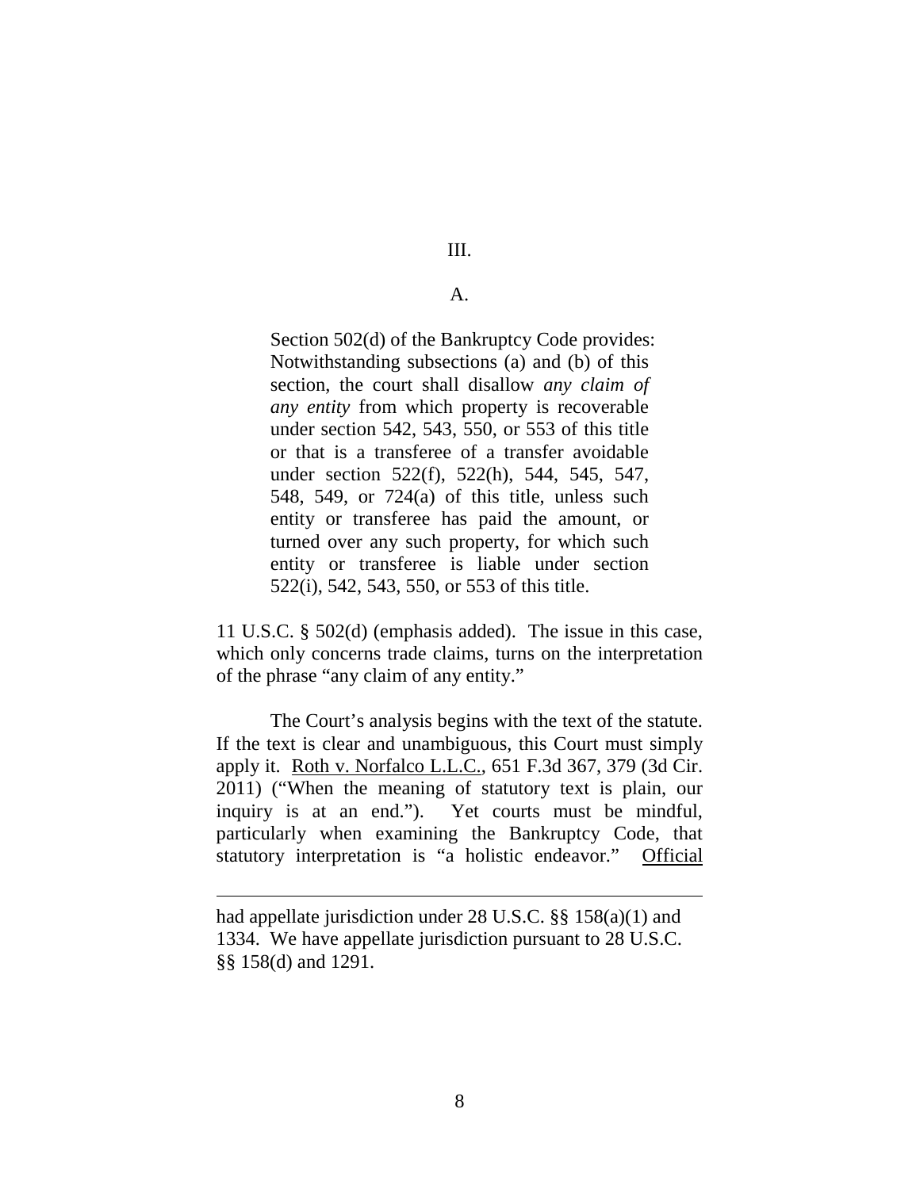III.

A.

> Section 502(d) of the Bankruptcy Code provides: Notwithstanding subsections (a) and (b) of this section, the court shall disallow *any claim of any entity* from which property is recoverable under section 542, 543, 550, or 553 of this title or that is a transferee of a transfer avoidable under section 522(f), 522(h), 544, 545, 547, 548, 549, or 724(a) of this title, unless such entity or transferee has paid the amount, or turned over any such property, for which such entity or transferee is liable under section 522(i), 542, 543, 550, or 553 of this title.

11 U.S.C. § 502(d) (emphasis added). The issue in this case, which only concerns trade claims, turns on the interpretation of the phrase "any claim of any entity."

The Court's analysis begins with the text of the statute. If the text is clear and unambiguous, this Court must simply apply it. Roth v. Norfalco L.L.C., 651 F.3d 367, 379 (3d Cir. 2011) ("When the meaning of statutory text is plain, our inquiry is at an end."). Yet courts must be mindful, particularly when examining the Bankruptcy Code, that statutory interpretation is "a holistic endeavor." Official

---

had appellate jurisdiction under 28 U.S.C. §§ 158(a)(1) and 1334. We have appellate jurisdiction pursuant to 28 U.S.C. §§ 158(d) and 1291.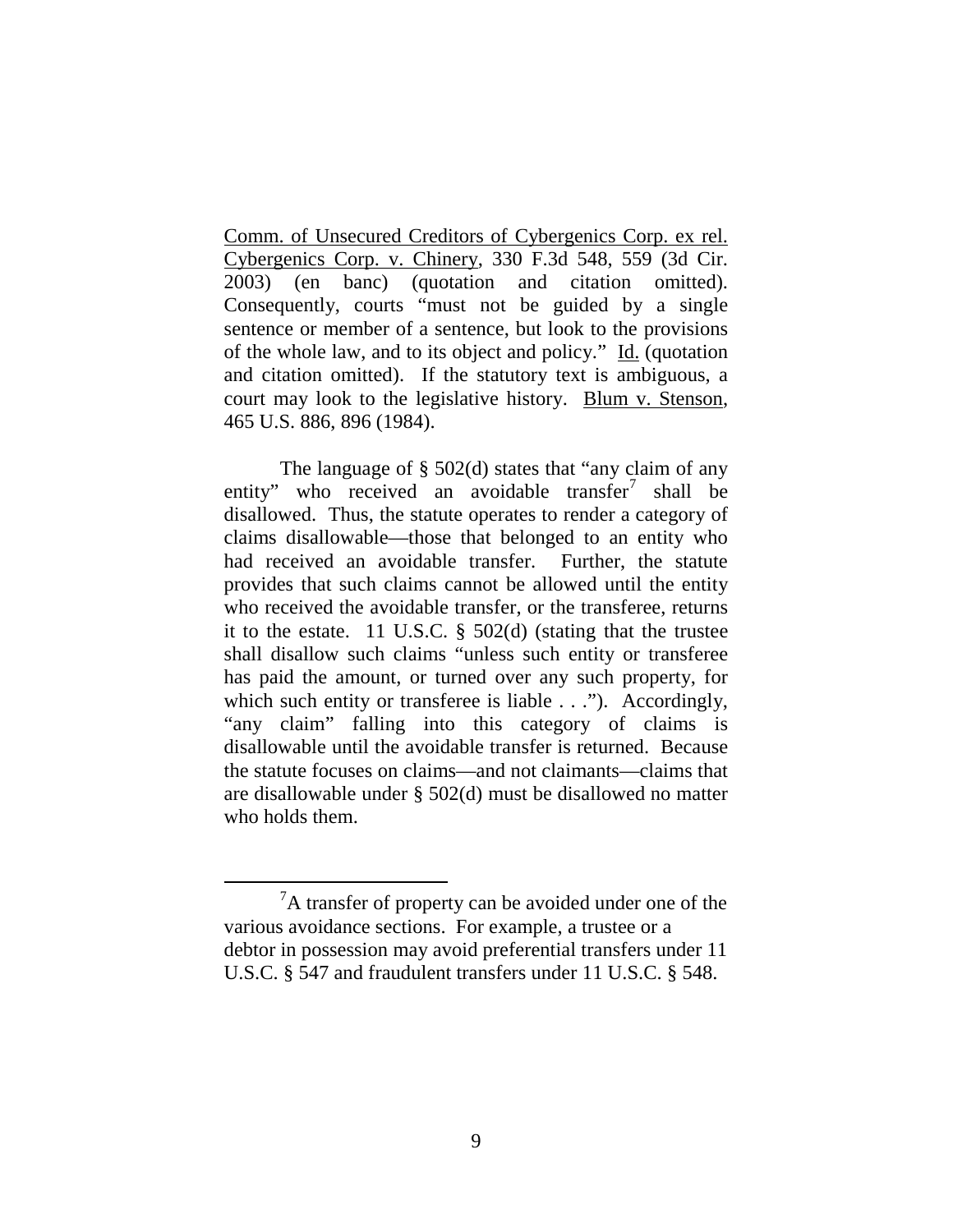Comm. of Unsecured Creditors of Cybergenics Corp. ex rel. Cybergenics Corp. v. Chinery, 330 F.3d 548, 559 (3d Cir. 2003) (en banc) (quotation and citation omitted). Consequently, courts "must not be guided by a single sentence or member of a sentence, but look to the provisions of the whole law, and to its object and policy." Id. (quotation and citation omitted). If the statutory text is ambiguous, a court may look to the legislative history. Blum v. Stenson, 465 U.S. 886, 896 (1984).

The language of § 502(d) states that "any claim of any entity" who received an avoidable transfer[7] shall be disallowed. Thus, the statute operates to render a category of claims disallowable—those that belonged to an entity who had received an avoidable transfer. Further, the statute provides that such claims cannot be allowed until the entity who received the avoidable transfer, or the transferee, returns it to the estate. 11 U.S.C. § 502(d) (stating that the trustee shall disallow such claims "unless such entity or transferee has paid the amount, or turned over any such property, for which such entity or transferee is liable . . ."). Accordingly, "any claim" falling into this category of claims is disallowable until the avoidable transfer is returned. Because the statute focuses on claims—and not claimants—claims that are disallowable under § 502(d) must be disallowed no matter who holds them.

[7] A transfer of property can be avoided under one of the various avoidance sections. For example, a trustee or a debtor in possession may avoid preferential transfers under 11 U.S.C. § 547 and fraudulent transfers under 11 U.S.C. § 548.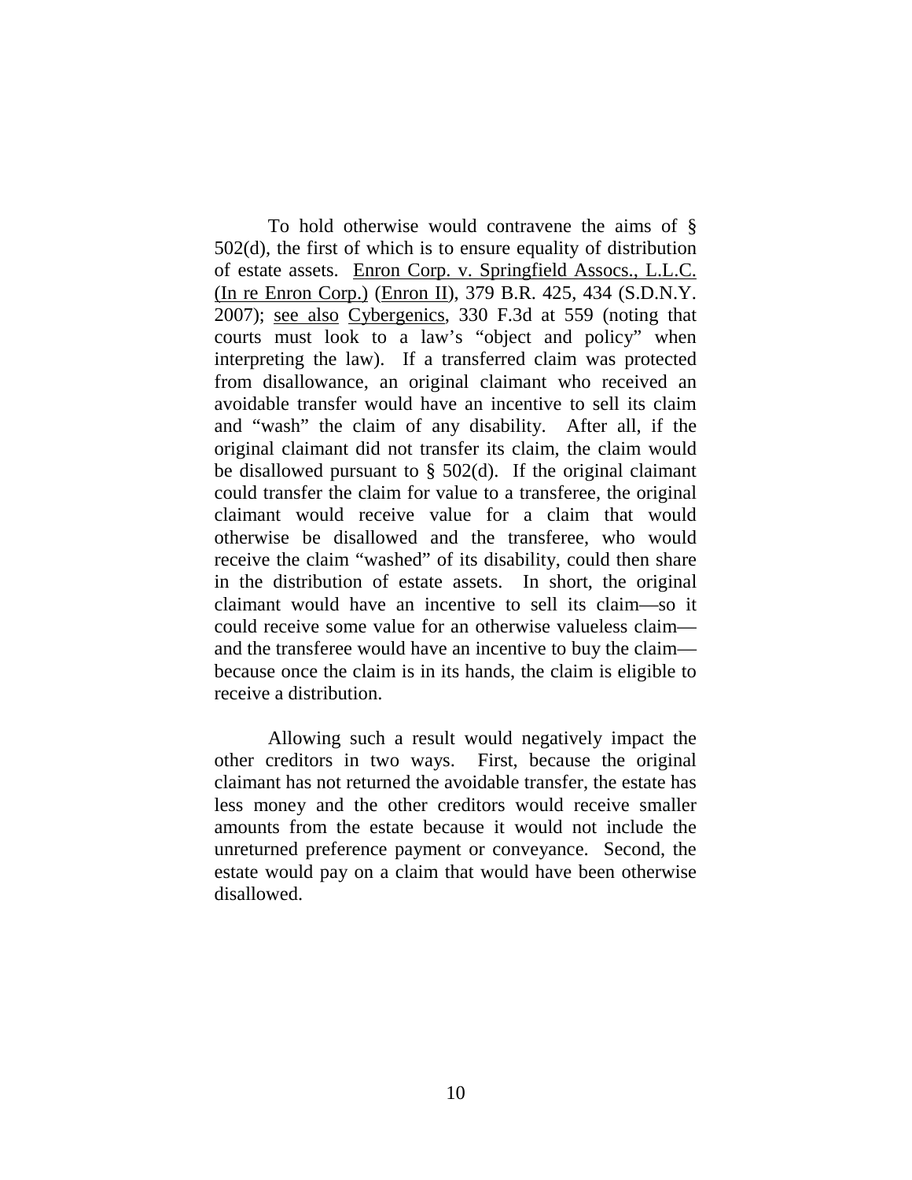To hold otherwise would contravene the aims of § 502(d), the first of which is to ensure equality of distribution of estate assets. Enron Corp. v. Springfield Assocs., L.L.C. (In re Enron Corp.) (Enron II), 379 B.R. 425, 434 (S.D.N.Y. 2007); see also Cybergenics, 330 F.3d at 559 (noting that courts must look to a law's "object and policy" when interpreting the law). If a transferred claim was protected from disallowance, an original claimant who received an avoidable transfer would have an incentive to sell its claim and "wash" the claim of any disability. After all, if the original claimant did not transfer its claim, the claim would be disallowed pursuant to § 502(d). If the original claimant could transfer the claim for value to a transferee, the original claimant would receive value for a claim that would otherwise be disallowed and the transferee, who would receive the claim "washed" of its disability, could then share in the distribution of estate assets. In short, the original claimant would have an incentive to sell its claim—so it could receive some value for an otherwise valueless claim—and the transferee would have an incentive to buy the claim—because once the claim is in its hands, the claim is eligible to receive a distribution.

Allowing such a result would negatively impact the other creditors in two ways. First, because the original claimant has not returned the avoidable transfer, the estate has less money and the other creditors would receive smaller amounts from the estate because it would not include the unreturned preference payment or conveyance. Second, the estate would pay on a claim that would have been otherwise disallowed.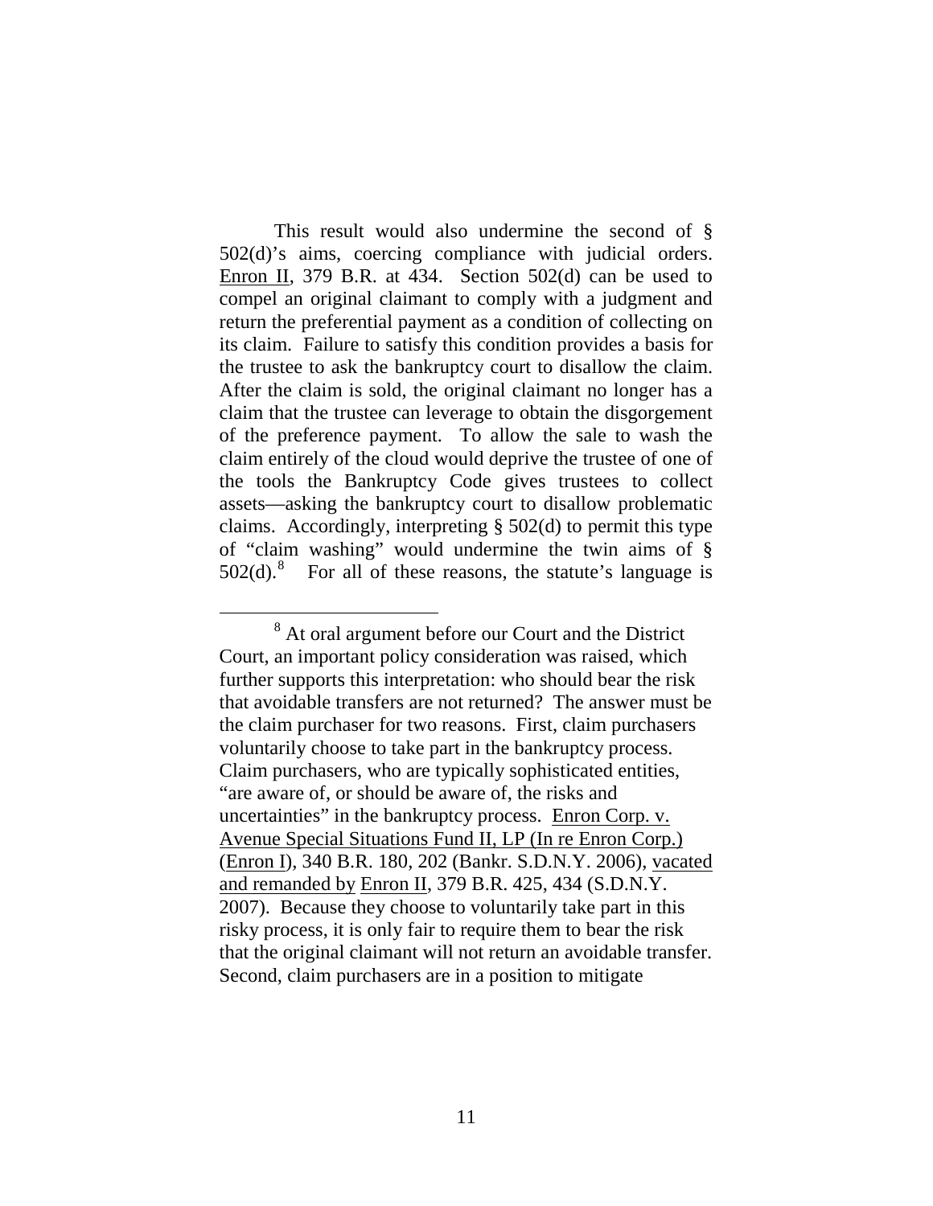This result would also undermine the second of § 502(d)'s aims, coercing compliance with judicial orders. Enron II, 379 B.R. at 434. Section 502(d) can be used to compel an original claimant to comply with a judgment and return the preferential payment as a condition of collecting on its claim. Failure to satisfy this condition provides a basis for the trustee to ask the bankruptcy court to disallow the claim. After the claim is sold, the original claimant no longer has a claim that the trustee can leverage to obtain the disgorgement of the preference payment. To allow the sale to wash the claim entirely of the cloud would deprive the trustee of one of the tools the Bankruptcy Code gives trustees to collect assets—asking the bankruptcy court to disallow problematic claims. Accordingly, interpreting § 502(d) to permit this type of "claim washing" would undermine the twin aims of § 502(d).[8] For all of these reasons, the statute's language is

[8] At oral argument before our Court and the District Court, an important policy consideration was raised, which further supports this interpretation: who should bear the risk that avoidable transfers are not returned? The answer must be the claim purchaser for two reasons. First, claim purchasers voluntarily choose to take part in the bankruptcy process. Claim purchasers, who are typically sophisticated entities, "are aware of, or should be aware of, the risks and uncertainties" in the bankruptcy process. Enron Corp. v. Avenue Special Situations Fund II, LP (In re Enron Corp.) (Enron I), 340 B.R. 180, 202 (Bankr. S.D.N.Y. 2006), vacated and remanded by Enron II, 379 B.R. 425, 434 (S.D.N.Y. 2007). Because they choose to voluntarily take part in this risky process, it is only fair to require them to bear the risk that the original claimant will not return an avoidable transfer. Second, claim purchasers are in a position to mitigate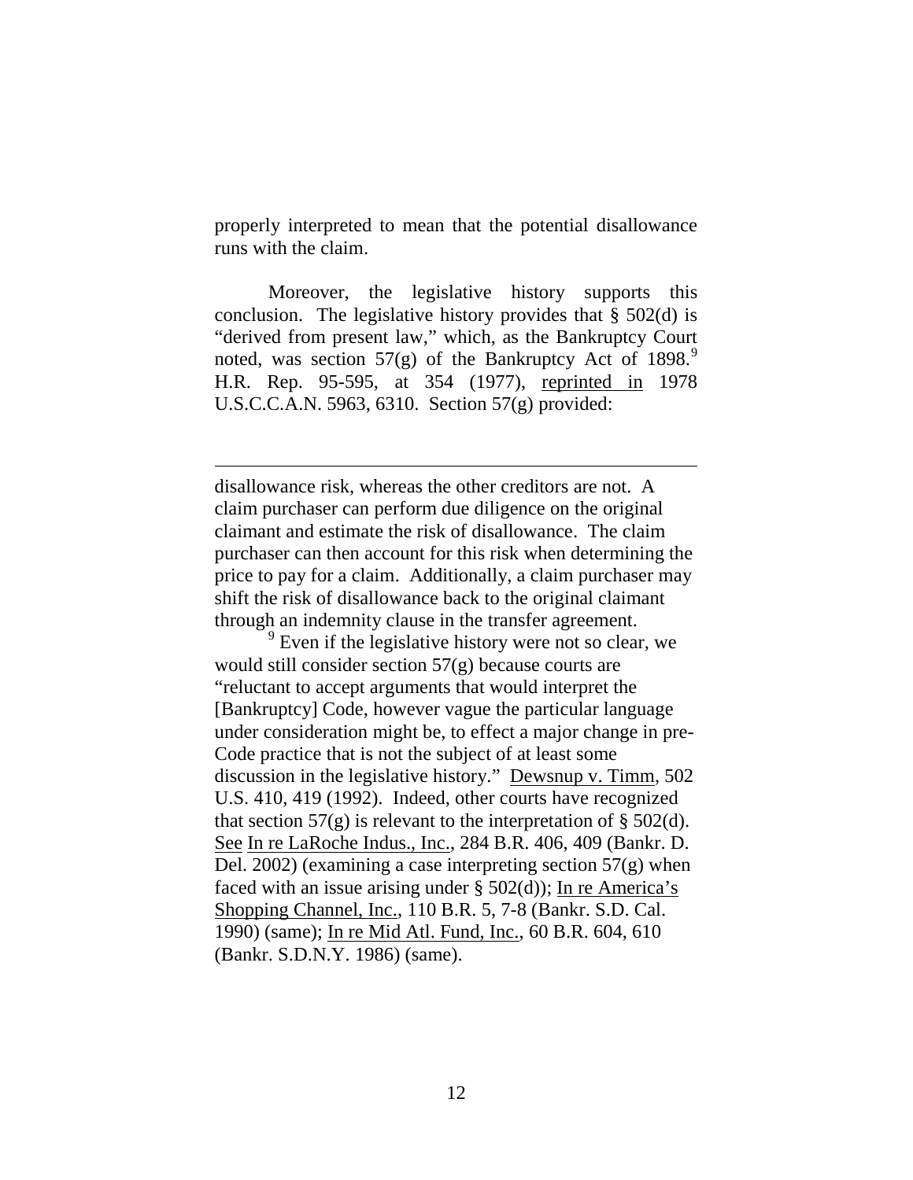properly interpreted to mean that the potential disallowance runs with the claim.

Moreover, the legislative history supports this conclusion. The legislative history provides that § 502(d) is "derived from present law," which, as the Bankruptcy Court noted, was section 57(g) of the Bankruptcy Act of 1898.[9] H.R. Rep. 95-595, at 354 (1977), reprinted in 1978 U.S.C.C.A.N. 5963, 6310. Section 57(g) provided:

---

disallowance risk, whereas the other creditors are not. A claim purchaser can perform due diligence on the original claimant and estimate the risk of disallowance. The claim purchaser can then account for this risk when determining the price to pay for a claim. Additionally, a claim purchaser may shift the risk of disallowance back to the original claimant through an indemnity clause in the transfer agreement.

[9] Even if the legislative history were not so clear, we would still consider section 57(g) because courts are "reluctant to accept arguments that would interpret the [Bankruptcy] Code, however vague the particular language under consideration might be, to effect a major change in pre-Code practice that is not the subject of at least some discussion in the legislative history." Dewsnup v. Timm, 502 U.S. 410, 419 (1992). Indeed, other courts have recognized that section 57(g) is relevant to the interpretation of § 502(d). See In re LaRoche Indus., Inc., 284 B.R. 406, 409 (Bankr. D. Del. 2002) (examining a case interpreting section 57(g) when faced with an issue arising under § 502(d)); In re America's Shopping Channel, Inc., 110 B.R. 5, 7-8 (Bankr. S.D. Cal. 1990) (same); In re Mid Atl. Fund, Inc., 60 B.R. 604, 610 (Bankr. S.D.N.Y. 1986) (same).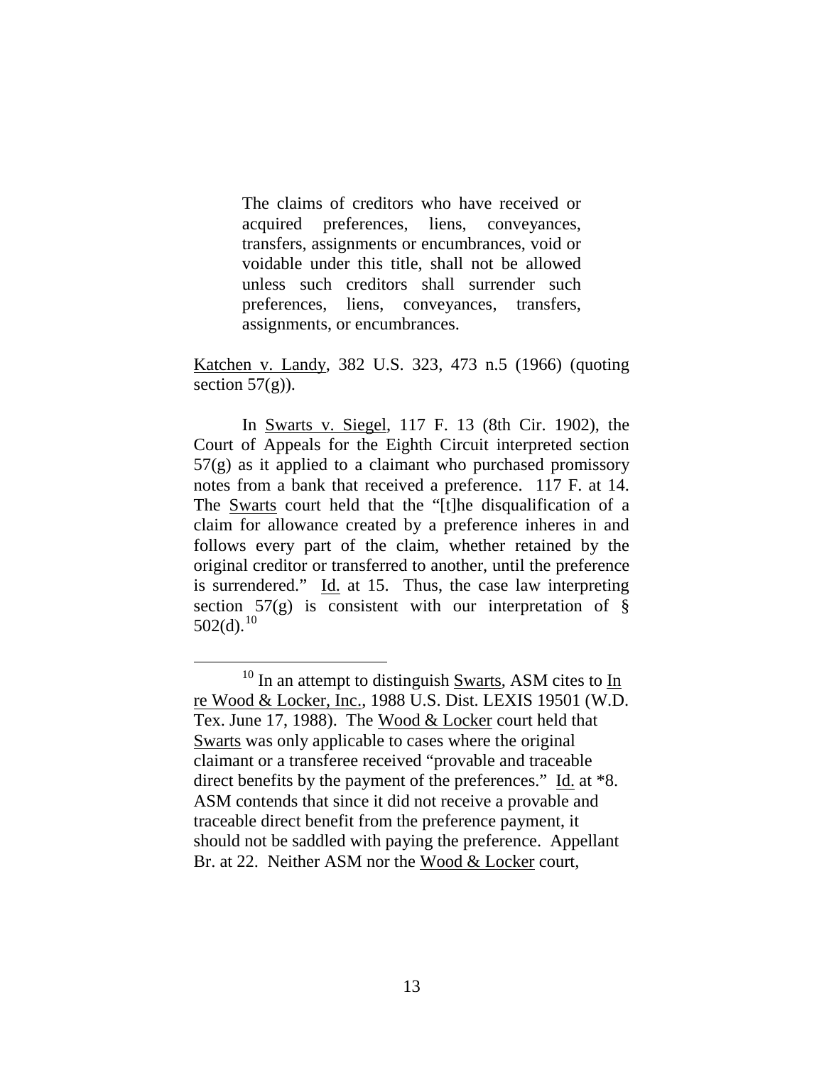> The claims of creditors who have received or acquired preferences, liens, conveyances, transfers, assignments or encumbrances, void or voidable under this title, shall not be allowed unless such creditors shall surrender such preferences, liens, conveyances, transfers, assignments, or encumbrances.

Katchen v. Landy, 382 U.S. 323, 473 n.5 (1966) (quoting section 57(g)).

In Swarts v. Siegel, 117 F. 13 (8th Cir. 1902), the Court of Appeals for the Eighth Circuit interpreted section 57(g) as it applied to a claimant who purchased promissory notes from a bank that received a preference. 117 F. at 14. The Swarts court held that the "[t]he disqualification of a claim for allowance created by a preference inheres in and follows every part of the claim, whether retained by the original creditor or transferred to another, until the preference is surrendered." Id. at 15. Thus, the case law interpreting section 57(g) is consistent with our interpretation of § 502(d).[10]

[10] In an attempt to distinguish Swarts, ASM cites to In re Wood & Locker, Inc., 1988 U.S. Dist. LEXIS 19501 (W.D. Tex. June 17, 1988). The Wood & Locker court held that Swarts was only applicable to cases where the original claimant or a transferee received "provable and traceable direct benefits by the payment of the preferences." Id. at *8. ASM contends that since it did not receive a provable and traceable direct benefit from the preference payment, it should not be saddled with paying the preference. Appellant Br. at 22. Neither ASM nor the Wood & Locker court,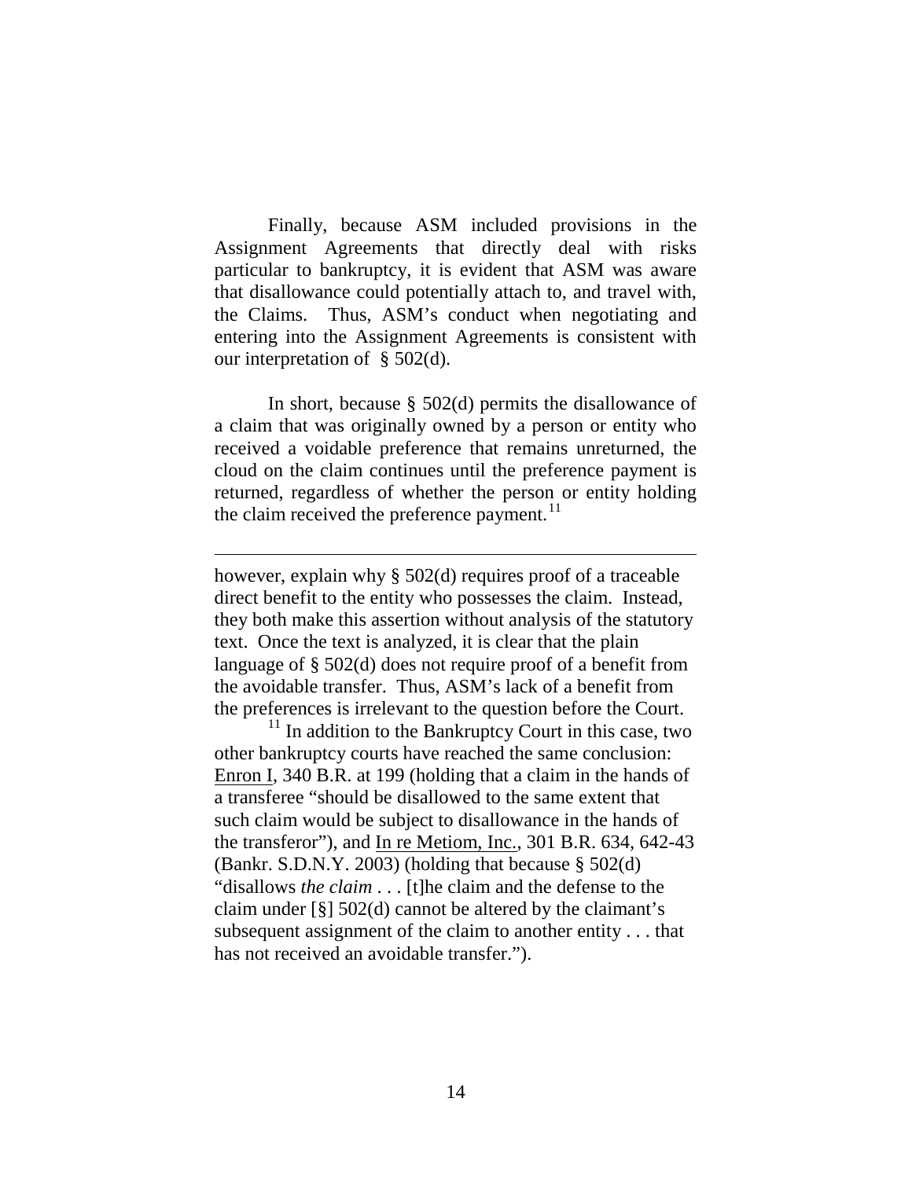Finally, because ASM included provisions in the Assignment Agreements that directly deal with risks particular to bankruptcy, it is evident that ASM was aware that disallowance could potentially attach to, and travel with, the Claims. Thus, ASM's conduct when negotiating and entering into the Assignment Agreements is consistent with our interpretation of § 502(d).

In short, because § 502(d) permits the disallowance of a claim that was originally owned by a person or entity who received a voidable preference that remains unreturned, the cloud on the claim continues until the preference payment is returned, regardless of whether the person or entity holding the claim received the preference payment.[11]

---

however, explain why § 502(d) requires proof of a traceable direct benefit to the entity who possesses the claim. Instead, they both make this assertion without analysis of the statutory text. Once the text is analyzed, it is clear that the plain language of § 502(d) does not require proof of a benefit from the avoidable transfer. Thus, ASM's lack of a benefit from the preferences is irrelevant to the question before the Court.

[11] In addition to the Bankruptcy Court in this case, two other bankruptcy courts have reached the same conclusion: Enron I, 340 B.R. at 199 (holding that a claim in the hands of a transferee "should be disallowed to the same extent that such claim would be subject to disallowance in the hands of the transferor"), and In re Metiom, Inc., 301 B.R. 634, 642-43 (Bankr. S.D.N.Y. 2003) (holding that because § 502(d) "disallows *the claim* . . . [t]he claim and the defense to the claim under [§] 502(d) cannot be altered by the claimant's subsequent assignment of the claim to another entity . . . that has not received an avoidable transfer.").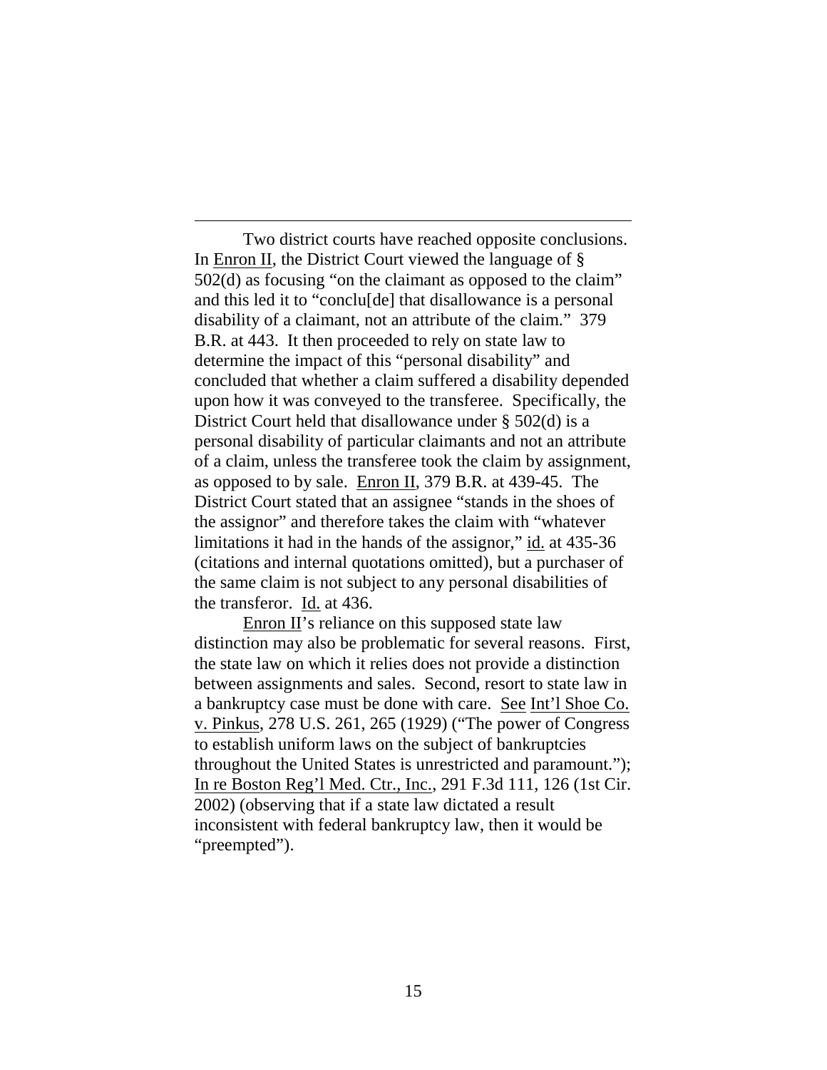Two district courts have reached opposite conclusions. In Enron II, the District Court viewed the language of § 502(d) as focusing "on the claimant as opposed to the claim" and this led it to "conclu[de] that disallowance is a personal disability of a claimant, not an attribute of the claim." 379 B.R. at 443. It then proceeded to rely on state law to determine the impact of this "personal disability" and concluded that whether a claim suffered a disability depended upon how it was conveyed to the transferee. Specifically, the District Court held that disallowance under § 502(d) is a personal disability of particular claimants and not an attribute of a claim, unless the transferee took the claim by assignment, as opposed to by sale. Enron II, 379 B.R. at 439-45. The District Court stated that an assignee "stands in the shoes of the assignor" and therefore takes the claim with "whatever limitations it had in the hands of the assignor," id. at 435-36 (citations and internal quotations omitted), but a purchaser of the same claim is not subject to any personal disabilities of the transferor. Id. at 436.

Enron II's reliance on this supposed state law distinction may also be problematic for several reasons. First, the state law on which it relies does not provide a distinction between assignments and sales. Second, resort to state law in a bankruptcy case must be done with care. See Int'l Shoe Co. v. Pinkus, 278 U.S. 261, 265 (1929) ("The power of Congress to establish uniform laws on the subject of bankruptcies throughout the United States is unrestricted and paramount."); In re Boston Reg'l Med. Ctr., Inc., 291 F.3d 111, 126 (1st Cir. 2002) (observing that if a state law dictated a result inconsistent with federal bankruptcy law, then it would be "preempted").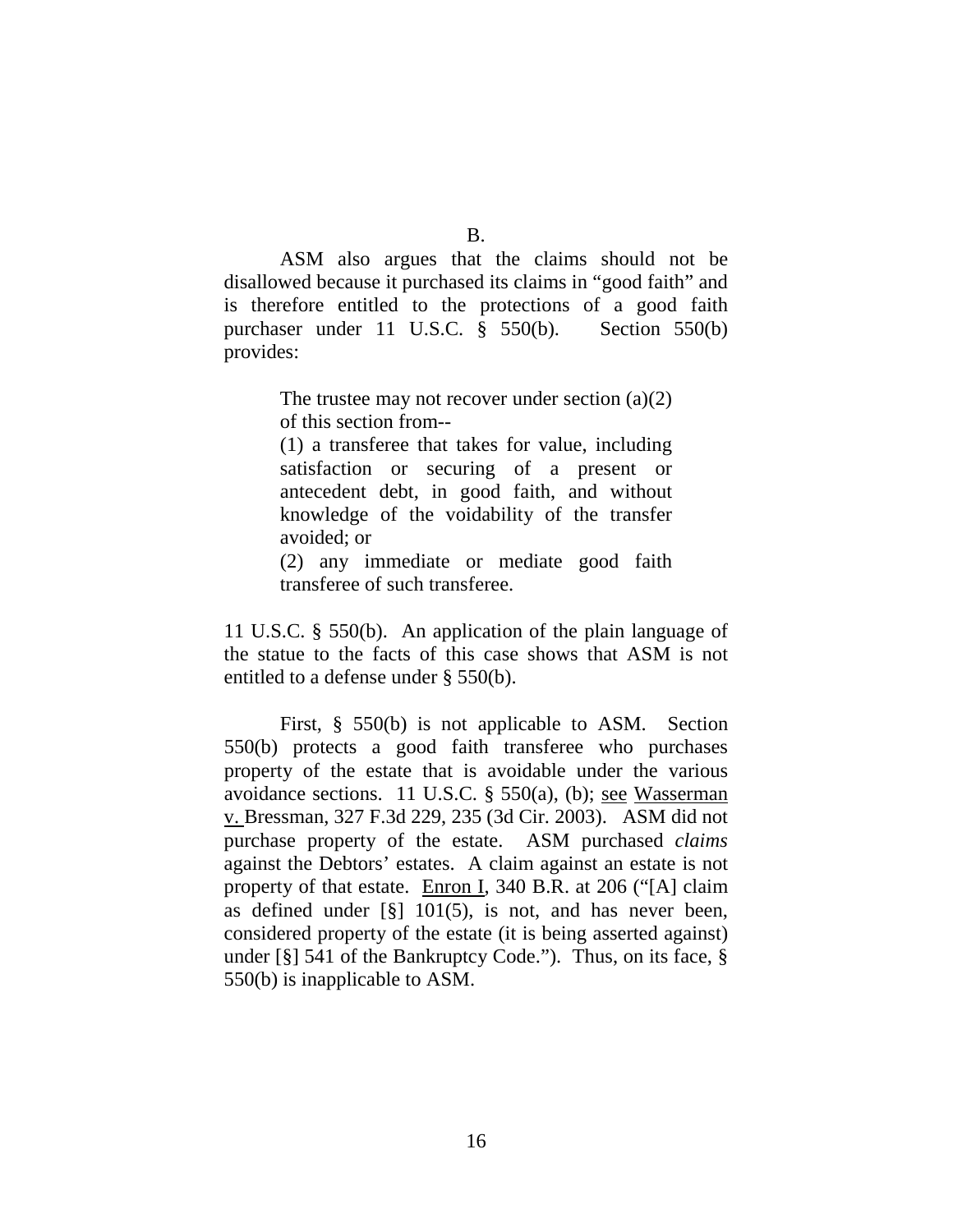B.

ASM also argues that the claims should not be disallowed because it purchased its claims in "good faith" and is therefore entitled to the protections of a good faith purchaser under 11 U.S.C. § 550(b). Section 550(b) provides:

> The trustee may not recover under section (a)(2) of this section from--
>
> (1) a transferee that takes for value, including satisfaction or securing of a present or antecedent debt, in good faith, and without knowledge of the voidability of the transfer avoided; or
>
> (2) any immediate or mediate good faith transferee of such transferee.

11 U.S.C. § 550(b). An application of the plain language of the statue to the facts of this case shows that ASM is not entitled to a defense under § 550(b).

First, § 550(b) is not applicable to ASM. Section 550(b) protects a good faith transferee who purchases property of the estate that is avoidable under the various avoidance sections. 11 U.S.C. § 550(a), (b); see Wasserman v. Bressman, 327 F.3d 229, 235 (3d Cir. 2003). ASM did not purchase property of the estate. ASM purchased *claims* against the Debtors' estates. A claim against an estate is not property of that estate. Enron I, 340 B.R. at 206 ("[A] claim as defined under [§] 101(5), is not, and has never been, considered property of the estate (it is being asserted against) under [§] 541 of the Bankruptcy Code."). Thus, on its face, § 550(b) is inapplicable to ASM.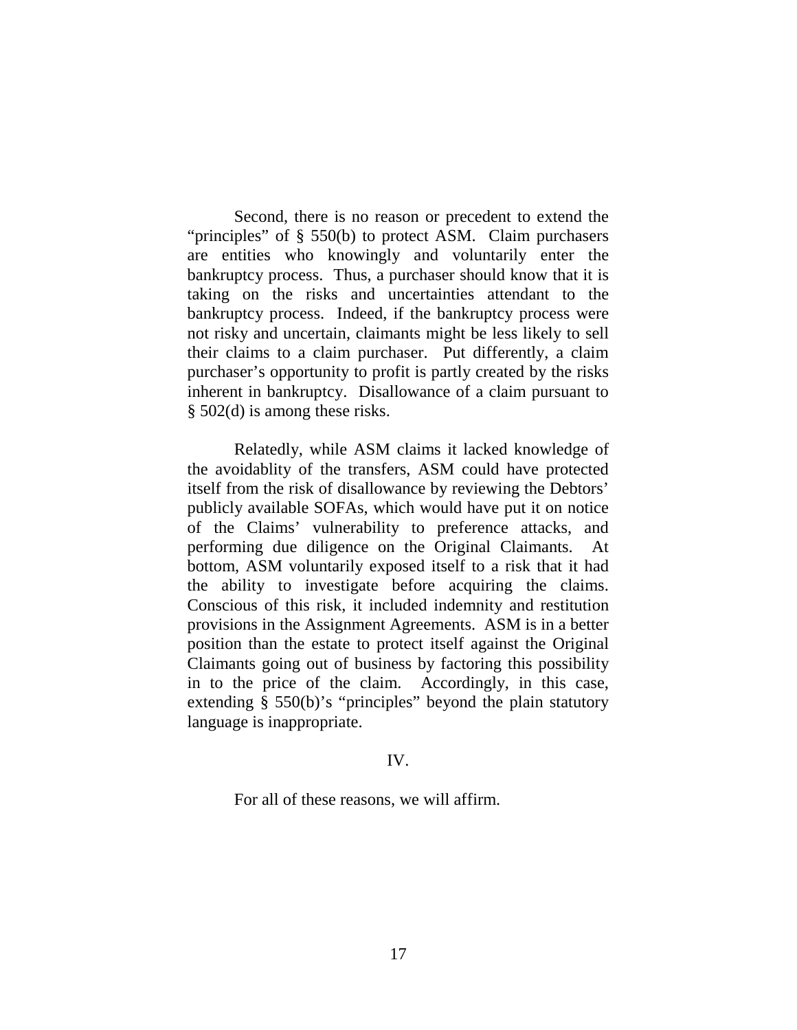Second, there is no reason or precedent to extend the "principles" of § 550(b) to protect ASM. Claim purchasers are entities who knowingly and voluntarily enter the bankruptcy process. Thus, a purchaser should know that it is taking on the risks and uncertainties attendant to the bankruptcy process. Indeed, if the bankruptcy process were not risky and uncertain, claimants might be less likely to sell their claims to a claim purchaser. Put differently, a claim purchaser's opportunity to profit is partly created by the risks inherent in bankruptcy. Disallowance of a claim pursuant to § 502(d) is among these risks.

Relatedly, while ASM claims it lacked knowledge of the avoidablity of the transfers, ASM could have protected itself from the risk of disallowance by reviewing the Debtors' publicly available SOFAs, which would have put it on notice of the Claims' vulnerability to preference attacks, and performing due diligence on the Original Claimants. At bottom, ASM voluntarily exposed itself to a risk that it had the ability to investigate before acquiring the claims. Conscious of this risk, it included indemnity and restitution provisions in the Assignment Agreements. ASM is in a better position than the estate to protect itself against the Original Claimants going out of business by factoring this possibility in to the price of the claim. Accordingly, in this case, extending § 550(b)'s "principles" beyond the plain statutory language is inappropriate.

## IV.

For all of these reasons, we will affirm.